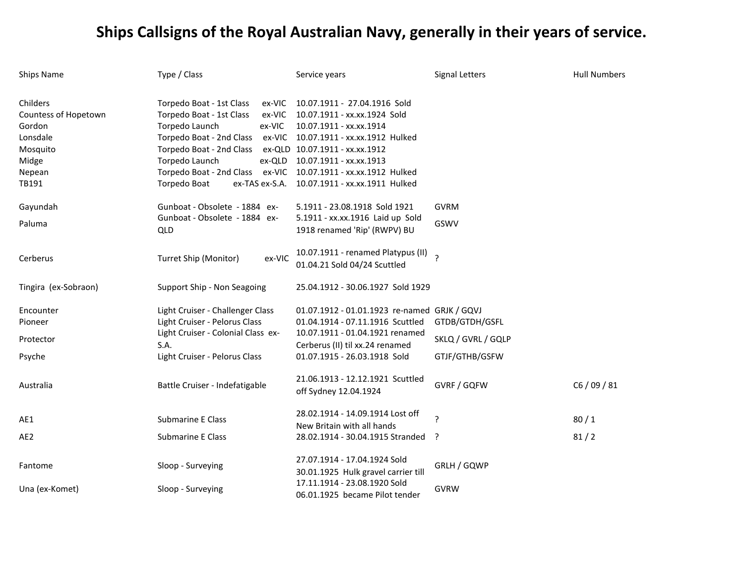# Ships Callsigns of the Royal Australian Navy, generally in their years of service.

| Ships Name | Type / Class | Service years | Signal Letters | Hull Numbers |
|---|---|---|---|---|
| Childers | Torpedo Boat - 1st Class ex-VIC | 10.07.1911 - 27.04.1916 Sold | | |
| Countess of Hopetown | Torpedo Boat - 1st Class ex-VIC | 10.07.1911 - xx.xx.1924 Sold | | |
| Gordon | Torpedo Launch ex-VIC | 10.07.1911 - xx.xx.1914 | | |
| Lonsdale | Torpedo Boat - 2nd Class ex-VIC | 10.07.1911 - xx.xx.1912 Hulked | | |
| Mosquito | Torpedo Boat - 2nd Class ex-QLD | 10.07.1911 - xx.xx.1912 | | |
| Midge | Torpedo Launch ex-QLD | 10.07.1911 - xx.xx.1913 | | |
| Nepean | Torpedo Boat - 2nd Class ex-VIC | 10.07.1911 - xx.xx.1912 Hulked | | |
| TB191 | Torpedo Boat ex-TAS ex-S.A. | 10.07.1911 - xx.xx.1911 Hulked | | |
| Gayundah | Gunboat - Obsolete - 1884 ex- | 5.1911 - 23.08.1918 Sold 1921 | GVRM | |
| Paluma | Gunboat - Obsolete - 1884 ex-QLD | 5.1911 - xx.xx.1916 Laid up Sold 1918 renamed 'Rip' (RWPV) BU | GSWV | |
| Cerberus | Turret Ship (Monitor) ex-VIC | 10.07.1911 - renamed Platypus (II) 01.04.21 Sold 04/24 Scuttled | ? | |
| Tingira (ex-Sobraon) | Support Ship - Non Seagoing | 25.04.1912 - 30.06.1927 Sold 1929 | | |
| Encounter | Light Cruiser - Challenger Class | 01.07.1912 - 01.01.1923 re-named | GRJK / GQVJ | |
| Pioneer | Light Cruiser - Pelorus Class | 01.04.1914 - 07.11.1916 Scuttled | GTDB/GTDH/GSFL | |
| Protector | Light Cruiser - Colonial Class ex-S.A. | 10.07.1911 - 01.04.1921 renamed Cerberus (II) til xx.24 renamed | SKLQ / GVRL / GQLP | |
| Psyche | Light Cruiser - Pelorus Class | 01.07.1915 - 26.03.1918 Sold | GTJF/GTHB/GSFW | |
| Australia | Battle Cruiser - Indefatigable | 21.06.1913 - 12.12.1921 Scuttled off Sydney 12.04.1924 | GVRF / GQFW | C6 / 09 / 81 |
| AE1 | Submarine E Class | 28.02.1914 - 14.09.1914 Lost off New Britain with all hands | ? | 80 / 1 |
| AE2 | Submarine E Class | 28.02.1914 - 30.04.1915 Stranded | ? | 81 / 2 |
| Fantome | Sloop - Surveying | 27.07.1914 - 17.04.1924 Sold 30.01.1925 Hulk gravel carrier till | GRLH / GQWP | |
| Una (ex-Komet) | Sloop - Surveying | 17.11.1914 - 23.08.1920 Sold 06.01.1925 became Pilot tender | GVRW | |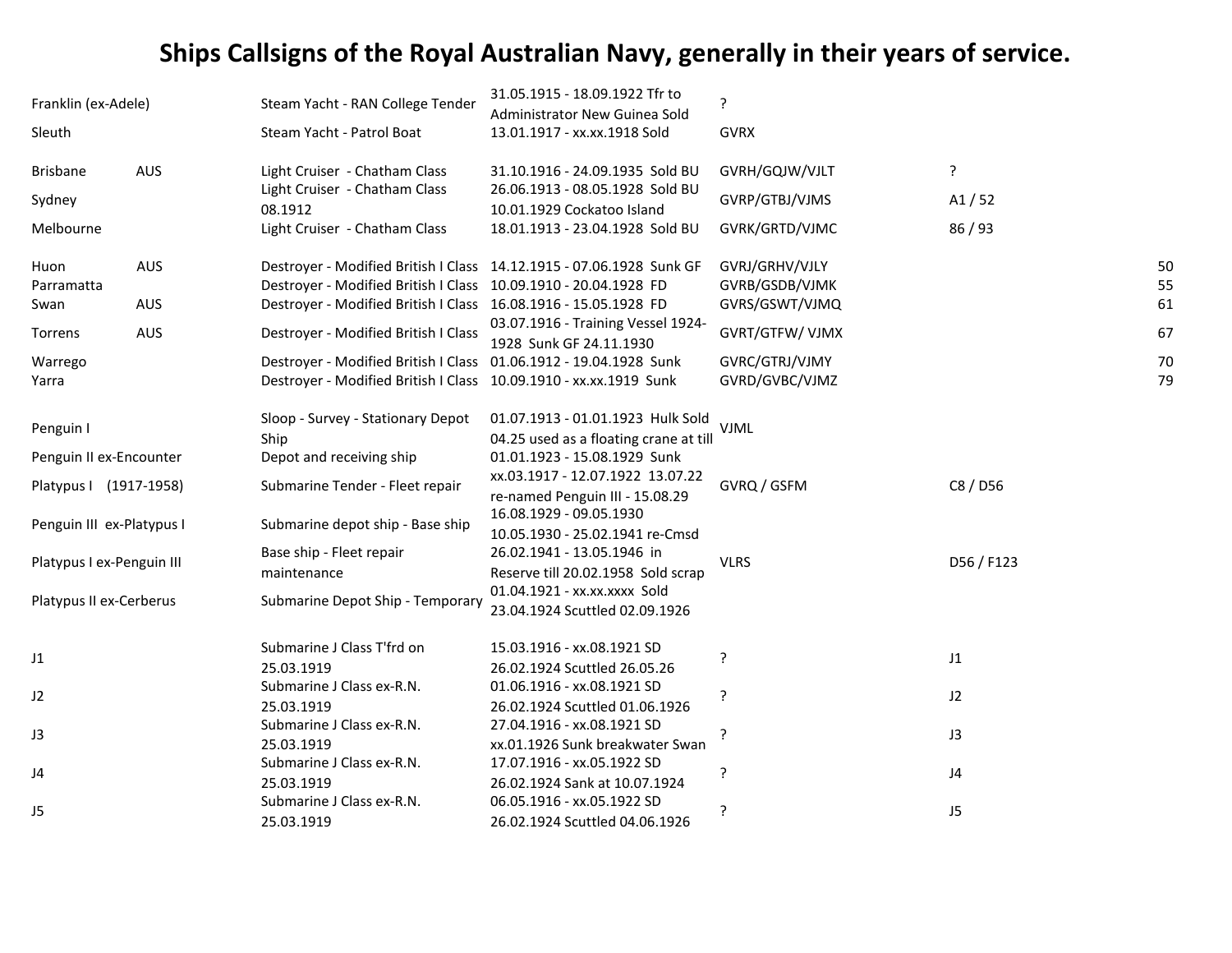# Ships Callsigns of the Royal Australian Navy, generally in their years of service.

| Ship | | Type | Service | Callsign | Pennant | |
|---|---|---|---|---|---|---|
| Franklin (ex-Adele) | | Steam Yacht - RAN College Tender | 31.05.1915 - 18.09.1922 Tfr to Administrator New Guinea Sold | ? | | |
| Sleuth | | Steam Yacht - Patrol Boat | 13.01.1917 - xx.xx.1918 Sold | GVRX | | |
| Brisbane | AUS | Light Cruiser - Chatham Class | 31.10.1916 - 24.09.1935 Sold BU | GVRH/GQJW/VJLT | ? | |
| Sydney | | Light Cruiser - Chatham Class 08.1912 | 26.06.1913 - 08.05.1928 Sold BU 10.01.1929 Cockatoo Island | GVRP/GTBJ/VJMS | A1 / 52 | |
| Melbourne | | Light Cruiser - Chatham Class | 18.01.1913 - 23.04.1928 Sold BU | GVRK/GRTD/VJMC | 86 / 93 | |
| Huon | AUS | Destroyer - Modified British I Class | 14.12.1915 - 07.06.1928 Sunk GF | GVRJ/GRHV/VJLY | | 50 |
| Parramatta | | Destroyer - Modified British I Class | 10.09.1910 - 20.04.1928 FD | GVRB/GSDB/VJMK | | 55 |
| Swan | AUS | Destroyer - Modified British I Class | 16.08.1916 - 15.05.1928 FD | GVRS/GSWT/VJMQ | | 61 |
| Torrens | AUS | Destroyer - Modified British I Class | 03.07.1916 - Training Vessel 1924-1928 Sunk GF 24.11.1930 | GVRT/GTFW/ VJMX | | 67 |
| Warrego | | Destroyer - Modified British I Class | 01.06.1912 - 19.04.1928 Sunk | GVRC/GTRJ/VJMY | | 70 |
| Yarra | | Destroyer - Modified British I Class | 10.09.1910 - xx.xx.1919 Sunk | GVRD/GVBC/VJMZ | | 79 |
| Penguin I | | Sloop - Survey - Stationary Depot Ship | 01.07.1913 - 01.01.1923 Hulk Sold 04.25 used as a floating crane at till | VJML | | |
| Penguin II ex-Encounter | | Depot and receiving ship | 01.01.1923 - 15.08.1929 Sunk | | | |
| Platypus I (1917-1958) | | Submarine Tender - Fleet repair | xx.03.1917 - 12.07.1922 13.07.22 re-named Penguin III - 15.08.29 | GVRQ / GSFM | C8 / D56 | |
| Penguin III ex-Platypus I | | Submarine depot ship - Base ship | 16.08.1929 - 09.05.1930 10.05.1930 - 25.02.1941 re-Cmsd | | | |
| Platypus I ex-Penguin III | | Base ship - Fleet repair maintenance | 26.02.1941 - 13.05.1946 in Reserve till 20.02.1958 Sold scrap | VLRS | D56 / F123 | |
| Platypus II ex-Cerberus | | Submarine Depot Ship - Temporary | 01.04.1921 - xx.xx.xxxx Sold 23.04.1924 Scuttled 02.09.1926 | | | |
| J1 | | Submarine J Class T'frd on 25.03.1919 | 15.03.1916 - xx.08.1921 SD 26.02.1924 Scuttled 26.05.26 | ? | J1 | |
| J2 | | Submarine J Class ex-R.N. 25.03.1919 | 01.06.1916 - xx.08.1921 SD 26.02.1924 Scuttled 01.06.1926 | ? | J2 | |
| J3 | | Submarine J Class ex-R.N. 25.03.1919 | 27.04.1916 - xx.08.1921 SD xx.01.1926 Sunk breakwater Swan | ? | J3 | |
| J4 | | Submarine J Class ex-R.N. 25.03.1919 | 17.07.1916 - xx.05.1922 SD 26.02.1924 Sank at 10.07.1924 | ? | J4 | |
| J5 | | Submarine J Class ex-R.N. 25.03.1919 | 06.05.1916 - xx.05.1922 SD 26.02.1924 Scuttled 04.06.1926 | ? | J5 | |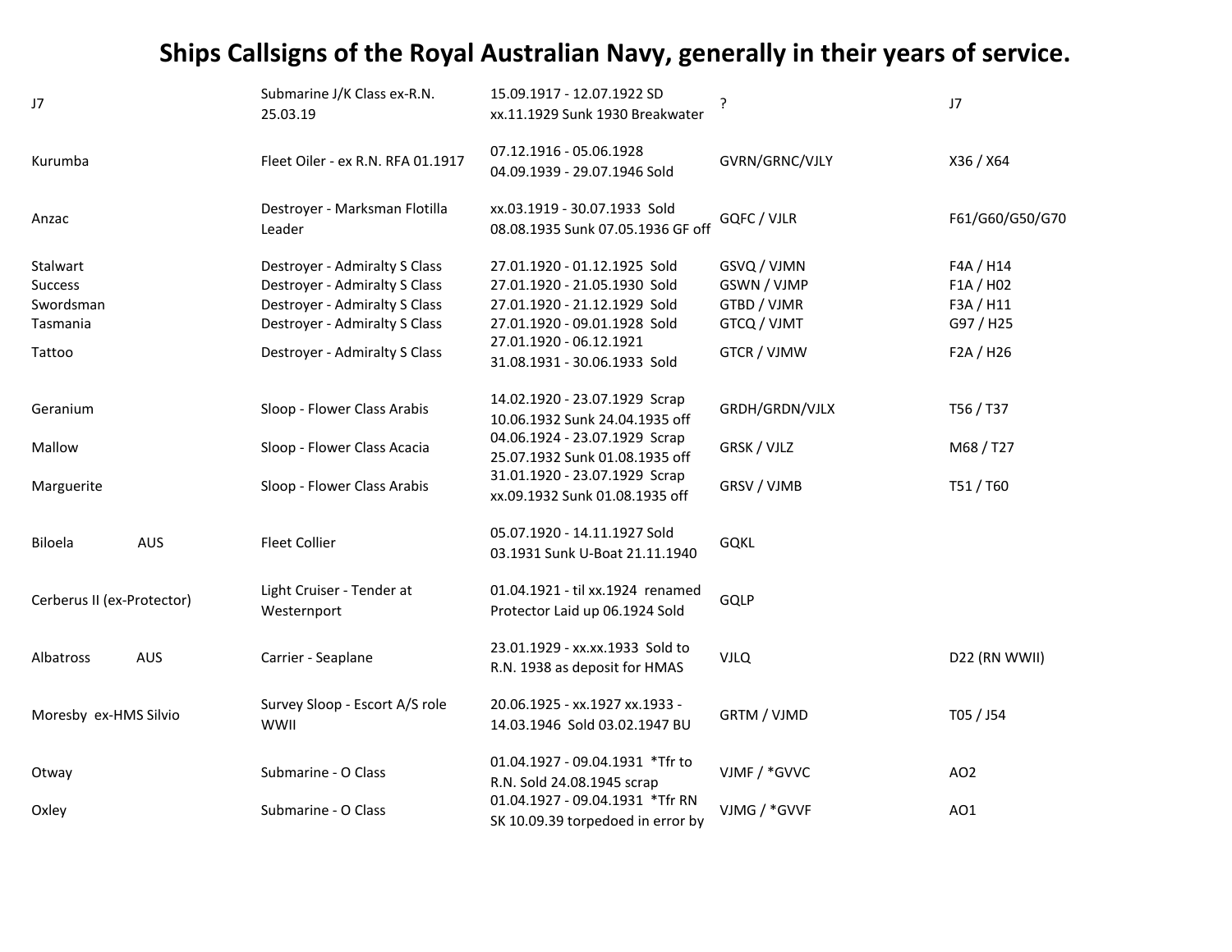# Ships Callsigns of the Royal Australian Navy, generally in their years of service.

| | | | | |
|---|---|---|---|---|
| J7 | Submarine J/K Class ex-R.N. 25.03.19 | 15.09.1917 - 12.07.1922 SD xx.11.1929 Sunk 1930 Breakwater | ? | J7 |
| Kurumba | Fleet Oiler - ex R.N. RFA 01.1917 | 07.12.1916 - 05.06.1928 04.09.1939 - 29.07.1946 Sold | GVRN/GRNC/VJLY | X36 / X64 |
| Anzac | Destroyer - Marksman Flotilla Leader | xx.03.1919 - 30.07.1933 Sold 08.08.1935 Sunk 07.05.1936 GF off | GQFC / VJLR | F61/G60/G50/G70 |
| Stalwart | Destroyer - Admiralty S Class | 27.01.1920 - 01.12.1925 Sold | GSVQ / VJMN | F4A / H14 |
| Success | Destroyer - Admiralty S Class | 27.01.1920 - 21.05.1930 Sold | GSWN / VJMP | F1A / H02 |
| Swordsman | Destroyer - Admiralty S Class | 27.01.1920 - 21.12.1929 Sold | GTBD / VJMR | F3A / H11 |
| Tasmania | Destroyer - Admiralty S Class | 27.01.1920 - 09.01.1928 Sold | GTCQ / VJMT | G97 / H25 |
| Tattoo | Destroyer - Admiralty S Class | 27.01.1920 - 06.12.1921 31.08.1931 - 30.06.1933 Sold | GTCR / VJMW | F2A / H26 |
| Geranium | Sloop - Flower Class Arabis | 14.02.1920 - 23.07.1929 Scrap 10.06.1932 Sunk 24.04.1935 off | GRDH/GRDN/VJLX | T56 / T37 |
| Mallow | Sloop - Flower Class Acacia | 04.06.1924 - 23.07.1929 Scrap 25.07.1932 Sunk 01.08.1935 off | GRSK / VJLZ | M68 / T27 |
| Marguerite | Sloop - Flower Class Arabis | 31.01.1920 - 23.07.1929 Scrap xx.09.1932 Sunk 01.08.1935 off | GRSV / VJMB | T51 / T60 |
| Biloela AUS | Fleet Collier | 05.07.1920 - 14.11.1927 Sold 03.1931 Sunk U-Boat 21.11.1940 | GQKL | |
| Cerberus II (ex-Protector) | Light Cruiser - Tender at Westernport | 01.04.1921 - til xx.1924 renamed Protector Laid up 06.1924 Sold | GQLP | |
| Albatross AUS | Carrier - Seaplane | 23.01.1929 - xx.xx.1933 Sold to R.N. 1938 as deposit for HMAS | VJLQ | D22 (RN WWII) |
| Moresby ex-HMS Silvio | Survey Sloop - Escort A/S role WWII | 20.06.1925 - xx.1927 xx.1933 - 14.03.1946 Sold 03.02.1947 BU | GRTM / VJMD | T05 / J54 |
| Otway | Submarine - O Class | 01.04.1927 - 09.04.1931 *Tfr to R.N. Sold 24.08.1945 scrap | VJMF / *GVVC | AO2 |
| Oxley | Submarine - O Class | 01.04.1927 - 09.04.1931 *Tfr RN SK 10.09.39 torpedoed in error by | VJMG / *GVVF | AO1 |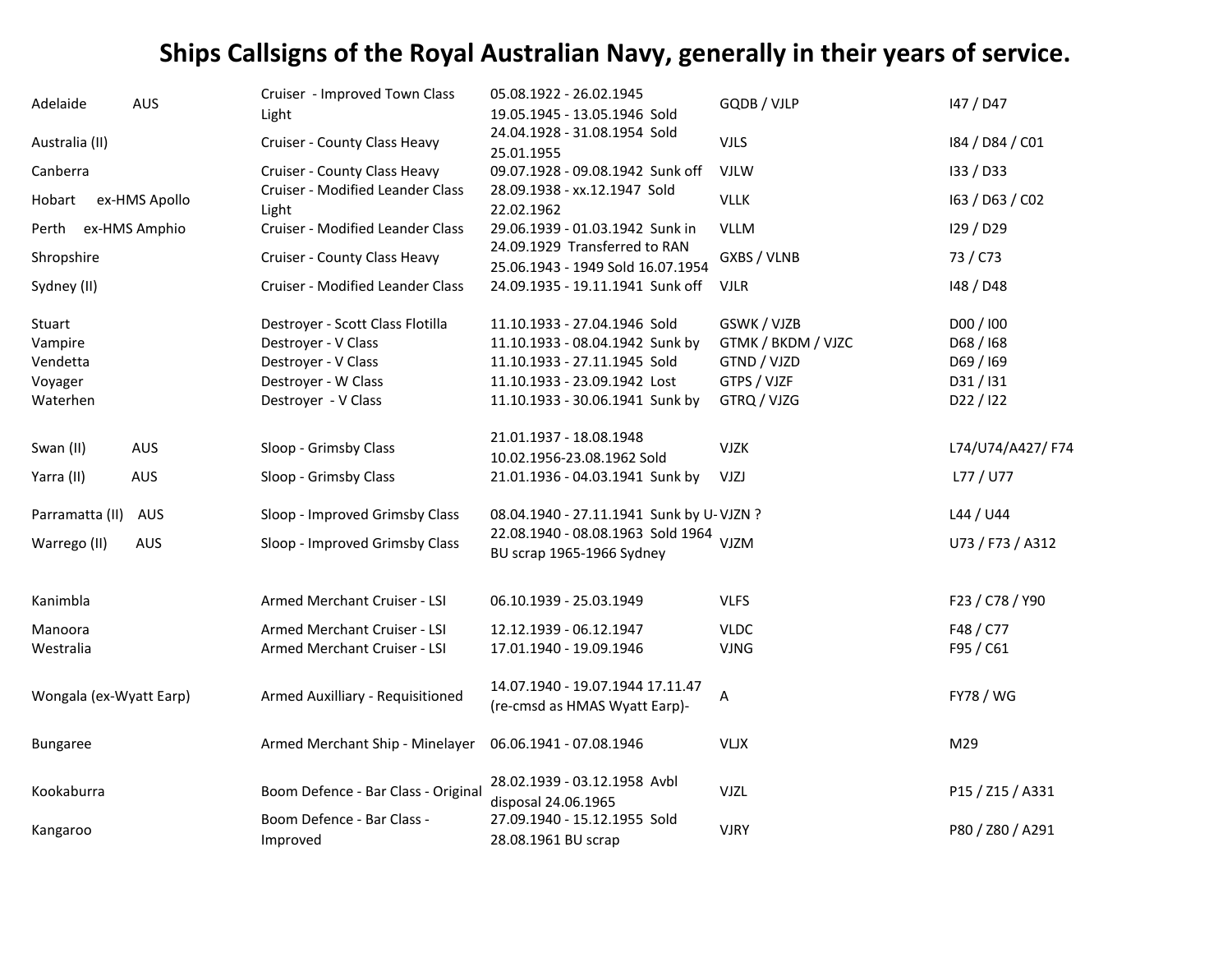# Ships Callsigns of the Royal Australian Navy, generally in their years of service.

| Ship | Type | Service | Callsign | Pennant |
|---|---|---|---|---|
| Adelaide AUS | Cruiser - Improved Town Class Light | 05.08.1922 - 26.02.1945 19.05.1945 - 13.05.1946 Sold | GQDB / VJLP | I47 / D47 |
| Australia (II) | Cruiser - County Class Heavy | 24.04.1928 - 31.08.1954 Sold 25.01.1955 | VJLS | I84 / D84 / C01 |
| Canberra | Cruiser - County Class Heavy | 09.07.1928 - 09.08.1942 Sunk off | VJLW | I33 / D33 |
| Hobart ex-HMS Apollo | Cruiser - Modified Leander Class Light | 28.09.1938 - xx.12.1947 Sold 22.02.1962 | VLLK | I63 / D63 / C02 |
| Perth ex-HMS Amphio | Cruiser - Modified Leander Class | 29.06.1939 - 01.03.1942 Sunk in | VLLM | I29 / D29 |
| Shropshire | Cruiser - County Class Heavy | 24.09.1929 Transferred to RAN 25.06.1943 - 1949 Sold 16.07.1954 | GXBS / VLNB | 73 / C73 |
| Sydney (II) | Cruiser - Modified Leander Class | 24.09.1935 - 19.11.1941 Sunk off | VJLR | I48 / D48 |
| Stuart | Destroyer - Scott Class Flotilla | 11.10.1933 - 27.04.1946 Sold | GSWK / VJZB | D00 / I00 |
| Vampire | Destroyer - V Class | 11.10.1933 - 08.04.1942 Sunk by | GTMK / BKDM / VJZC | D68 / I68 |
| Vendetta | Destroyer - V Class | 11.10.1933 - 27.11.1945 Sold | GTND / VJZD | D69 / I69 |
| Voyager | Destroyer - W Class | 11.10.1933 - 23.09.1942 Lost | GTPS / VJZF | D31 / I31 |
| Waterhen | Destroyer - V Class | 11.10.1933 - 30.06.1941 Sunk by | GTRQ / VJZG | D22 / I22 |
| Swan (II) AUS | Sloop - Grimsby Class | 21.01.1937 - 18.08.1948 10.02.1956-23.08.1962 Sold | VJZK | L74/U74/A427/ F74 |
| Yarra (II) AUS | Sloop - Grimsby Class | 21.01.1936 - 04.03.1941 Sunk by | VJZJ | L77 / U77 |
| Parramatta (II) AUS | Sloop - Improved Grimsby Class | 08.04.1940 - 27.11.1941 Sunk by U- | VJZN ? | L44 / U44 |
| Warrego (II) AUS | Sloop - Improved Grimsby Class | 22.08.1940 - 08.08.1963 Sold 1964 BU scrap 1965-1966 Sydney | VJZM | U73 / F73 / A312 |
| Kanimbla | Armed Merchant Cruiser - LSI | 06.10.1939 - 25.03.1949 | VLFS | F23 / C78 / Y90 |
| Manoora | Armed Merchant Cruiser - LSI | 12.12.1939 - 06.12.1947 | VLDC | F48 / C77 |
| Westralia | Armed Merchant Cruiser - LSI | 17.01.1940 - 19.09.1946 | VJNG | F95 / C61 |
| Wongala (ex-Wyatt Earp) | Armed Auxilliary - Requisitioned | 14.07.1940 - 19.07.1944 17.11.47 (re-cmsd as HMAS Wyatt Earp)- | A | FY78 / WG |
| Bungaree | Armed Merchant Ship - Minelayer | 06.06.1941 - 07.08.1946 | VLJX | M29 |
| Kookaburra | Boom Defence - Bar Class - Original | 28.02.1939 - 03.12.1958 Avbl disposal 24.06.1965 | VJZL | P15 / Z15 / A331 |
| Kangaroo | Boom Defence - Bar Class - Improved | 27.09.1940 - 15.12.1955 Sold 28.08.1961 BU scrap | VJRY | P80 / Z80 / A291 |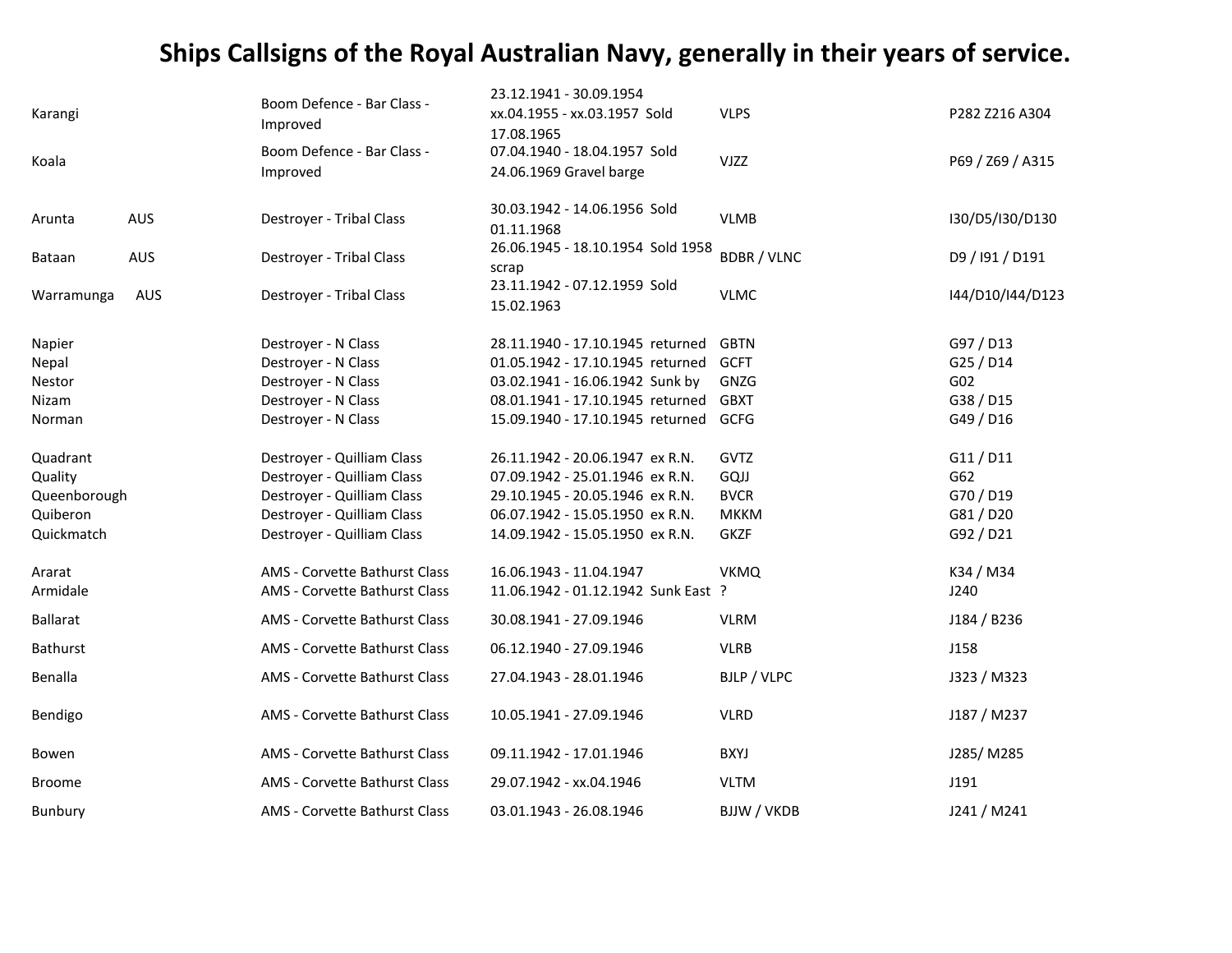# Ships Callsigns of the Royal Australian Navy, generally in their years of service.

| Ship | | Type | Service | Callsign | Pennant |
|---|---|---|---|---|---|
| Karangi | | Boom Defence - Bar Class - Improved | 23.12.1941 - 30.09.1954 xx.04.1955 - xx.03.1957 Sold 17.08.1965 | VLPS | P282 Z216 A304 |
| Koala | | Boom Defence - Bar Class - Improved | 07.04.1940 - 18.04.1957 Sold 24.06.1969 Gravel barge | VJZZ | P69 / Z69 / A315 |
| Arunta | AUS | Destroyer - Tribal Class | 30.03.1942 - 14.06.1956 Sold 01.11.1968 | VLMB | I30/D5/I30/D130 |
| Bataan | AUS | Destroyer - Tribal Class | 26.06.1945 - 18.10.1954 Sold 1958 scrap | BDBR / VLNC | D9 / I91 / D191 |
| Warramunga | AUS | Destroyer - Tribal Class | 23.11.1942 - 07.12.1959 Sold 15.02.1963 | VLMC | I44/D10/I44/D123 |
| Napier | | Destroyer - N Class | 28.11.1940 - 17.10.1945 returned | GBTN | G97 / D13 |
| Nepal | | Destroyer - N Class | 01.05.1942 - 17.10.1945 returned | GCFT | G25 / D14 |
| Nestor | | Destroyer - N Class | 03.02.1941 - 16.06.1942 Sunk by | GNZG | G02 |
| Nizam | | Destroyer - N Class | 08.01.1941 - 17.10.1945 returned | GBXT | G38 / D15 |
| Norman | | Destroyer - N Class | 15.09.1940 - 17.10.1945 returned | GCFG | G49 / D16 |
| Quadrant | | Destroyer - Quilliam Class | 26.11.1942 - 20.06.1947 ex R.N. | GVTZ | G11 / D11 |
| Quality | | Destroyer - Quilliam Class | 07.09.1942 - 25.01.1946 ex R.N. | GQJJ | G62 |
| Queenborough | | Destroyer - Quilliam Class | 29.10.1945 - 20.05.1946 ex R.N. | BVCR | G70 / D19 |
| Quiberon | | Destroyer - Quilliam Class | 06.07.1942 - 15.05.1950 ex R.N. | MKKM | G81 / D20 |
| Quickmatch | | Destroyer - Quilliam Class | 14.09.1942 - 15.05.1950 ex R.N. | GKZF | G92 / D21 |
| Ararat | | AMS - Corvette Bathurst Class | 16.06.1943 - 11.04.1947 | VKMQ | K34 / M34 |
| Armidale | | AMS - Corvette Bathurst Class | 11.06.1942 - 01.12.1942 Sunk East | ? | J240 |
| Ballarat | | AMS - Corvette Bathurst Class | 30.08.1941 - 27.09.1946 | VLRM | J184 / B236 |
| Bathurst | | AMS - Corvette Bathurst Class | 06.12.1940 - 27.09.1946 | VLRB | J158 |
| Benalla | | AMS - Corvette Bathurst Class | 27.04.1943 - 28.01.1946 | BJLP / VLPC | J323 / M323 |
| Bendigo | | AMS - Corvette Bathurst Class | 10.05.1941 - 27.09.1946 | VLRD | J187 / M237 |
| Bowen | | AMS - Corvette Bathurst Class | 09.11.1942 - 17.01.1946 | BXYJ | J285/ M285 |
| Broome | | AMS - Corvette Bathurst Class | 29.07.1942 - xx.04.1946 | VLTM | J191 |
| Bunbury | | AMS - Corvette Bathurst Class | 03.01.1943 - 26.08.1946 | BJJW / VKDB | J241 / M241 |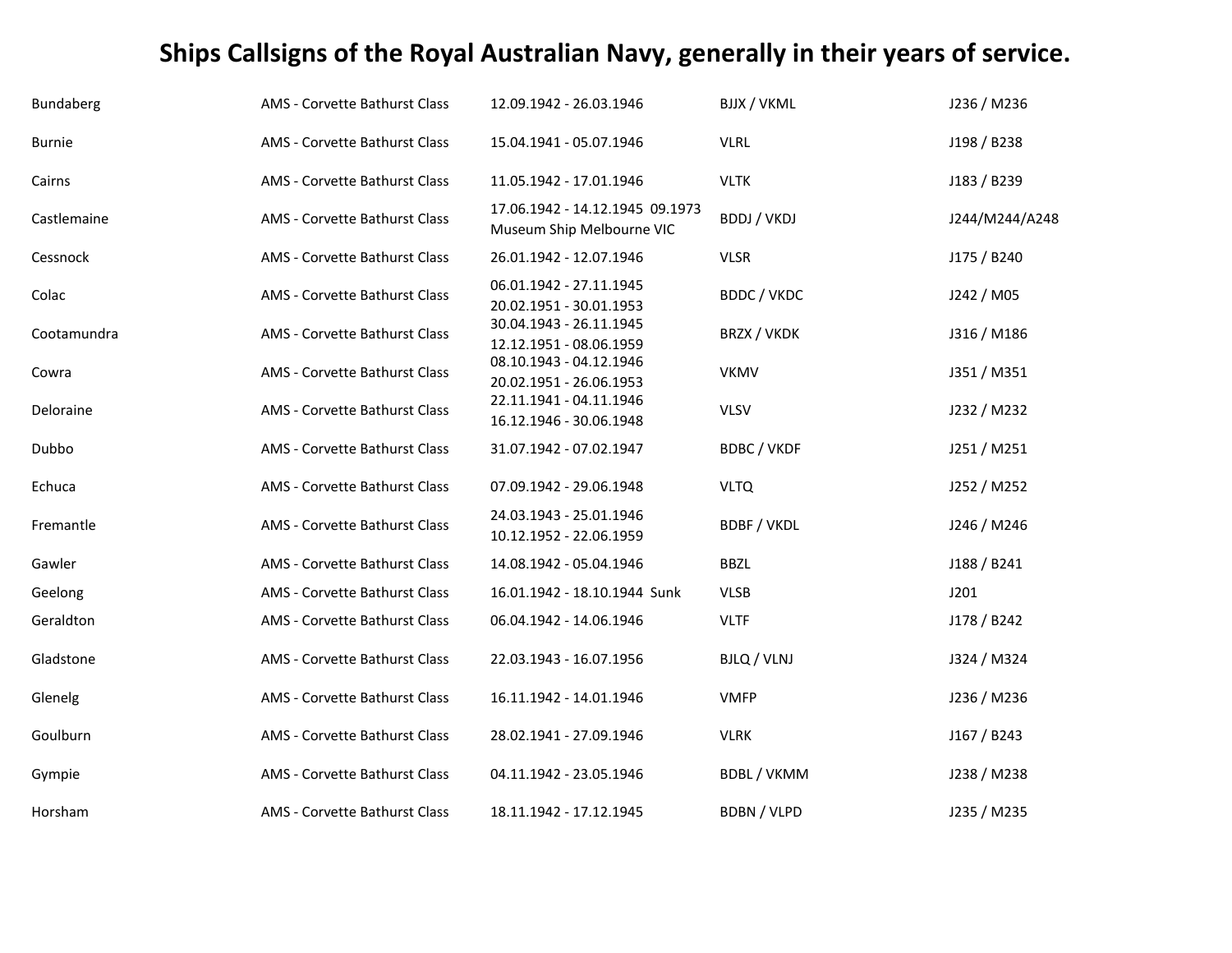# Ships Callsigns of the Royal Australian Navy, generally in their years of service.

| | | | | |
|---|---|---|---|---|
| Bundaberg | AMS - Corvette Bathurst Class | 12.09.1942 - 26.03.1946 | BJJX / VKML | J236 / M236 |
| Burnie | AMS - Corvette Bathurst Class | 15.04.1941 - 05.07.1946 | VLRL | J198 / B238 |
| Cairns | AMS - Corvette Bathurst Class | 11.05.1942 - 17.01.1946 | VLTK | J183 / B239 |
| Castlemaine | AMS - Corvette Bathurst Class | 17.06.1942 - 14.12.1945 09.1973 Museum Ship Melbourne VIC | BDDJ / VKDJ | J244/M244/A248 |
| Cessnock | AMS - Corvette Bathurst Class | 26.01.1942 - 12.07.1946 | VLSR | J175 / B240 |
| Colac | AMS - Corvette Bathurst Class | 06.01.1942 - 27.11.1945 20.02.1951 - 30.01.1953 | BDDC / VKDC | J242 / M05 |
| Cootamundra | AMS - Corvette Bathurst Class | 30.04.1943 - 26.11.1945 12.12.1951 - 08.06.1959 | BRZX / VKDK | J316 / M186 |
| Cowra | AMS - Corvette Bathurst Class | 08.10.1943 - 04.12.1946 20.02.1951 - 26.06.1953 | VKMV | J351 / M351 |
| Deloraine | AMS - Corvette Bathurst Class | 22.11.1941 - 04.11.1946 16.12.1946 - 30.06.1948 | VLSV | J232 / M232 |
| Dubbo | AMS - Corvette Bathurst Class | 31.07.1942 - 07.02.1947 | BDBC / VKDF | J251 / M251 |
| Echuca | AMS - Corvette Bathurst Class | 07.09.1942 - 29.06.1948 | VLTQ | J252 / M252 |
| Fremantle | AMS - Corvette Bathurst Class | 24.03.1943 - 25.01.1946 10.12.1952 - 22.06.1959 | BDBF / VKDL | J246 / M246 |
| Gawler | AMS - Corvette Bathurst Class | 14.08.1942 - 05.04.1946 | BBZL | J188 / B241 |
| Geelong | AMS - Corvette Bathurst Class | 16.01.1942 - 18.10.1944 Sunk | VLSB | J201 |
| Geraldton | AMS - Corvette Bathurst Class | 06.04.1942 - 14.06.1946 | VLTF | J178 / B242 |
| Gladstone | AMS - Corvette Bathurst Class | 22.03.1943 - 16.07.1956 | BJLQ / VLNJ | J324 / M324 |
| Glenelg | AMS - Corvette Bathurst Class | 16.11.1942 - 14.01.1946 | VMFP | J236 / M236 |
| Goulburn | AMS - Corvette Bathurst Class | 28.02.1941 - 27.09.1946 | VLRK | J167 / B243 |
| Gympie | AMS - Corvette Bathurst Class | 04.11.1942 - 23.05.1946 | BDBL / VKMM | J238 / M238 |
| Horsham | AMS - Corvette Bathurst Class | 18.11.1942 - 17.12.1945 | BDBN / VLPD | J235 / M235 |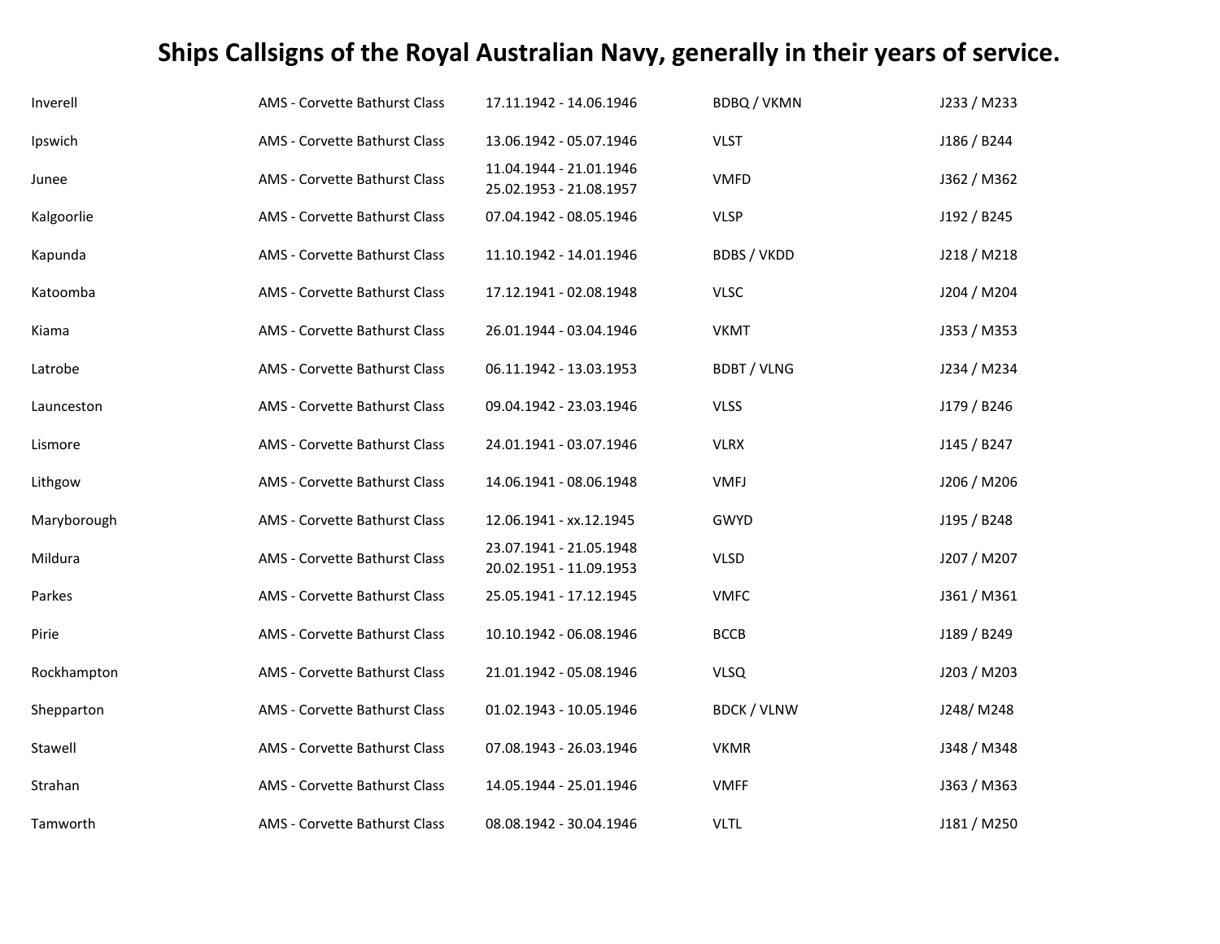# Ships Callsigns of the Royal Australian Navy, generally in their years of service.

| | | | | |
|---|---|---|---|---|
| Inverell | AMS - Corvette Bathurst Class | 17.11.1942 - 14.06.1946 | BDBQ / VKMN | J233 / M233 |
| Ipswich | AMS - Corvette Bathurst Class | 13.06.1942 - 05.07.1946 | VLST | J186 / B244 |
| Junee | AMS - Corvette Bathurst Class | 11.04.1944 - 21.01.1946<br>25.02.1953 - 21.08.1957 | VMFD | J362 / M362 |
| Kalgoorlie | AMS - Corvette Bathurst Class | 07.04.1942 - 08.05.1946 | VLSP | J192 / B245 |
| Kapunda | AMS - Corvette Bathurst Class | 11.10.1942 - 14.01.1946 | BDBS / VKDD | J218 / M218 |
| Katoomba | AMS - Corvette Bathurst Class | 17.12.1941 - 02.08.1948 | VLSC | J204 / M204 |
| Kiama | AMS - Corvette Bathurst Class | 26.01.1944 - 03.04.1946 | VKMT | J353 / M353 |
| Latrobe | AMS - Corvette Bathurst Class | 06.11.1942 - 13.03.1953 | BDBT / VLNG | J234 / M234 |
| Launceston | AMS - Corvette Bathurst Class | 09.04.1942 - 23.03.1946 | VLSS | J179 / B246 |
| Lismore | AMS - Corvette Bathurst Class | 24.01.1941 - 03.07.1946 | VLRX | J145 / B247 |
| Lithgow | AMS - Corvette Bathurst Class | 14.06.1941 - 08.06.1948 | VMFJ | J206 / M206 |
| Maryborough | AMS - Corvette Bathurst Class | 12.06.1941 - xx.12.1945 | GWYD | J195 / B248 |
| Mildura | AMS - Corvette Bathurst Class | 23.07.1941 - 21.05.1948<br>20.02.1951 - 11.09.1953 | VLSD | J207 / M207 |
| Parkes | AMS - Corvette Bathurst Class | 25.05.1941 - 17.12.1945 | VMFC | J361 / M361 |
| Pirie | AMS - Corvette Bathurst Class | 10.10.1942 - 06.08.1946 | BCCB | J189 / B249 |
| Rockhampton | AMS - Corvette Bathurst Class | 21.01.1942 - 05.08.1946 | VLSQ | J203 / M203 |
| Shepparton | AMS - Corvette Bathurst Class | 01.02.1943 - 10.05.1946 | BDCK / VLNW | J248/ M248 |
| Stawell | AMS - Corvette Bathurst Class | 07.08.1943 - 26.03.1946 | VKMR | J348 / M348 |
| Strahan | AMS - Corvette Bathurst Class | 14.05.1944 - 25.01.1946 | VMFF | J363 / M363 |
| Tamworth | AMS - Corvette Bathurst Class | 08.08.1942 - 30.04.1946 | VLTL | J181 / M250 |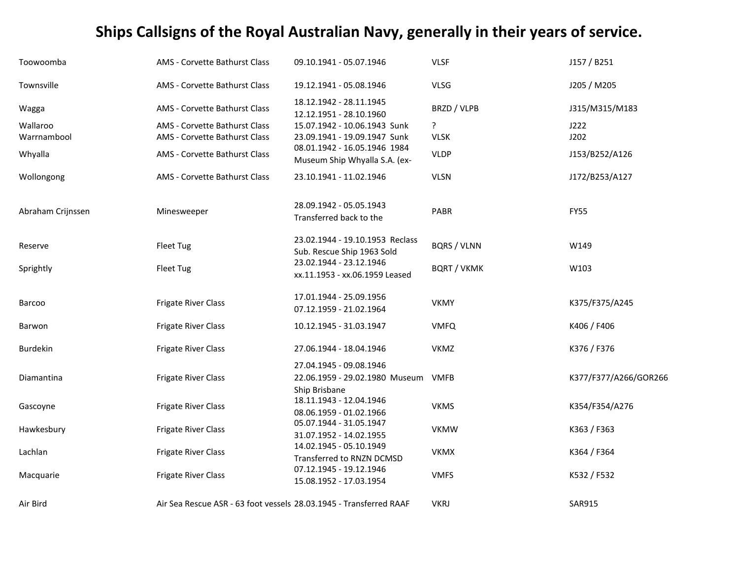# Ships Callsigns of the Royal Australian Navy, generally in their years of service.

| | | | | |
|---|---|---|---|---|
| Toowoomba | AMS - Corvette Bathurst Class | 09.10.1941 - 05.07.1946 | VLSF | J157 / B251 |
| Townsville | AMS - Corvette Bathurst Class | 19.12.1941 - 05.08.1946 | VLSG | J205 / M205 |
| Wagga | AMS - Corvette Bathurst Class | 18.12.1942 - 28.11.1945 12.12.1951 - 28.10.1960 | BRZD / VLPB | J315/M315/M183 |
| Wallaroo | AMS - Corvette Bathurst Class | 15.07.1942 - 10.06.1943 Sunk | ? | J222 |
| Warrnambool | AMS - Corvette Bathurst Class | 23.09.1941 - 19.09.1947 Sunk | VLSK | J202 |
| Whyalla | AMS - Corvette Bathurst Class | 08.01.1942 - 16.05.1946 1984 Museum Ship Whyalla S.A. (ex- | VLDP | J153/B252/A126 |
| Wollongong | AMS - Corvette Bathurst Class | 23.10.1941 - 11.02.1946 | VLSN | J172/B253/A127 |
| Abraham Crijnssen | Minesweeper | 28.09.1942 - 05.05.1943 Transferred back to the | PABR | FY55 |
| Reserve | Fleet Tug | 23.02.1944 - 19.10.1953 Reclass Sub. Rescue Ship 1963 Sold | BQRS / VLNN | W149 |
| Sprightly | Fleet Tug | 23.02.1944 - 23.12.1946 xx.11.1953 - xx.06.1959 Leased | BQRT / VKMK | W103 |
| Barcoo | Frigate River Class | 17.01.1944 - 25.09.1956 07.12.1959 - 21.02.1964 | VKMY | K375/F375/A245 |
| Barwon | Frigate River Class | 10.12.1945 - 31.03.1947 | VMFQ | K406 / F406 |
| Burdekin | Frigate River Class | 27.06.1944 - 18.04.1946 | VKMZ | K376 / F376 |
| Diamantina | Frigate River Class | 27.04.1945 - 09.08.1946 22.06.1959 - 29.02.1980 Museum Ship Brisbane | VMFB | K377/F377/A266/GOR266 |
| Gascoyne | Frigate River Class | 18.11.1943 - 12.04.1946 08.06.1959 - 01.02.1966 | VKMS | K354/F354/A276 |
| Hawkesbury | Frigate River Class | 05.07.1944 - 31.05.1947 31.07.1952 - 14.02.1955 | VKMW | K363 / F363 |
| Lachlan | Frigate River Class | 14.02.1945 - 05.10.1949 Transferred to RNZN DCMSD | VKMX | K364 / F364 |
| Macquarie | Frigate River Class | 07.12.1945 - 19.12.1946 15.08.1952 - 17.03.1954 | VMFS | K532 / F532 |
| Air Bird | Air Sea Rescue ASR - 63 foot vessels | 28.03.1945 - Transferred RAAF | VKRJ | SAR915 |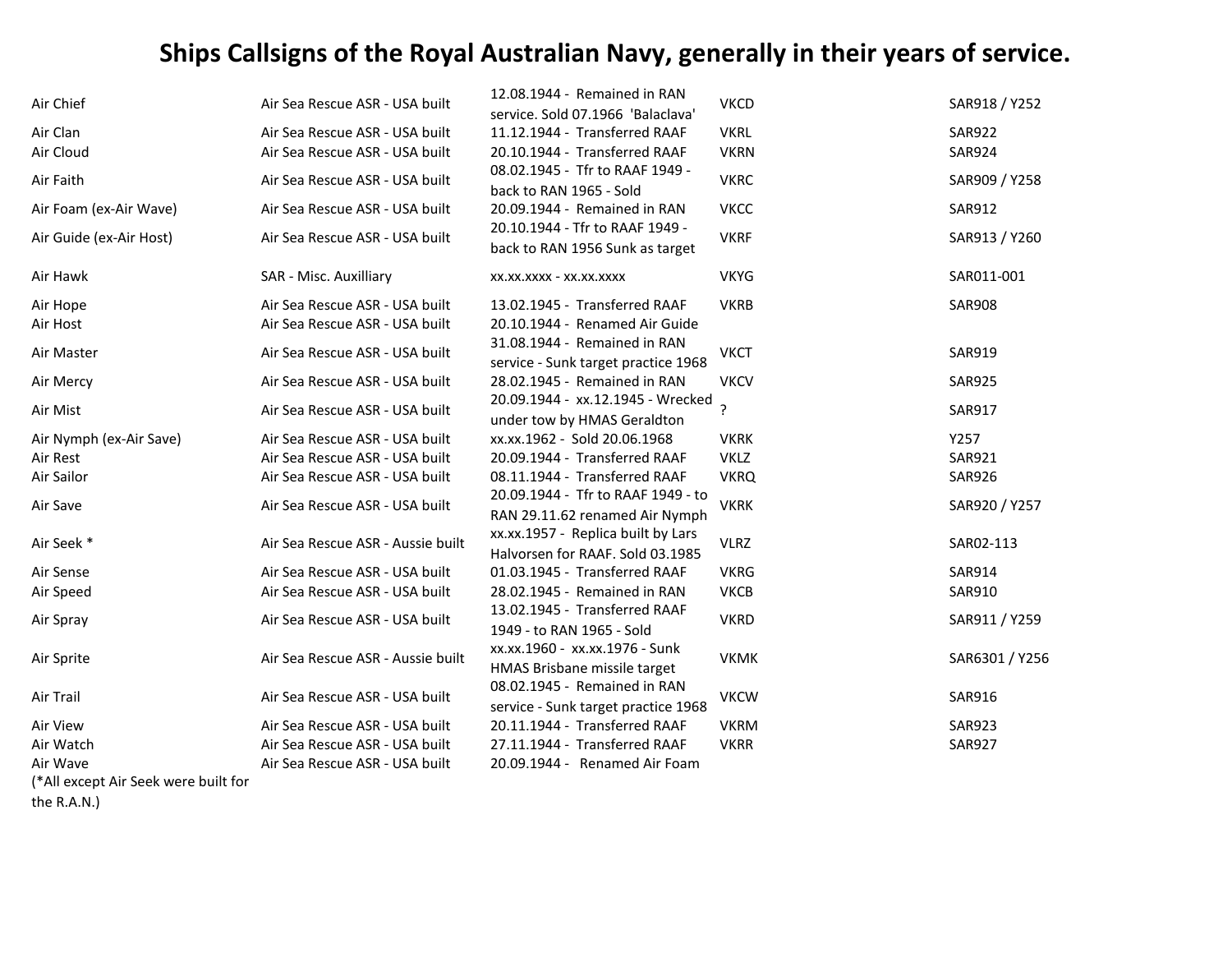# Ships Callsigns of the Royal Australian Navy, generally in their years of service.

| | | | | |
|---|---|---|---|---|
| Air Chief | Air Sea Rescue ASR - USA built | 12.08.1944 - Remained in RAN service. Sold 07.1966 'Balaclava' | VKCD | SAR918 / Y252 |
| Air Clan | Air Sea Rescue ASR - USA built | 11.12.1944 - Transferred RAAF | VKRL | SAR922 |
| Air Cloud | Air Sea Rescue ASR - USA built | 20.10.1944 - Transferred RAAF | VKRN | SAR924 |
| Air Faith | Air Sea Rescue ASR - USA built | 08.02.1945 - Tfr to RAAF 1949 - back to RAN 1965 - Sold | VKRC | SAR909 / Y258 |
| Air Foam (ex-Air Wave) | Air Sea Rescue ASR - USA built | 20.09.1944 - Remained in RAN | VKCC | SAR912 |
| Air Guide (ex-Air Host) | Air Sea Rescue ASR - USA built | 20.10.1944 - Tfr to RAAF 1949 - back to RAN 1956 Sunk as target | VKRF | SAR913 / Y260 |
| Air Hawk | SAR - Misc. Auxilliary | xx.xx.xxxx - xx.xx.xxxx | VKYG | SAR011-001 |
| Air Hope | Air Sea Rescue ASR - USA built | 13.02.1945 - Transferred RAAF | VKRB | SAR908 |
| Air Host | Air Sea Rescue ASR - USA built | 20.10.1944 - Renamed Air Guide | | |
| Air Master | Air Sea Rescue ASR - USA built | 31.08.1944 - Remained in RAN service - Sunk target practice 1968 | VKCT | SAR919 |
| Air Mercy | Air Sea Rescue ASR - USA built | 28.02.1945 - Remained in RAN | VKCV | SAR925 |
| Air Mist | Air Sea Rescue ASR - USA built | 20.09.1944 - xx.12.1945 - Wrecked under tow by HMAS Geraldton | ? | SAR917 |
| Air Nymph (ex-Air Save) | Air Sea Rescue ASR - USA built | xx.xx.1962 - Sold 20.06.1968 | VKRK | Y257 |
| Air Rest | Air Sea Rescue ASR - USA built | 20.09.1944 - Transferred RAAF | VKLZ | SAR921 |
| Air Sailor | Air Sea Rescue ASR - USA built | 08.11.1944 - Transferred RAAF | VKRQ | SAR926 |
| Air Save | Air Sea Rescue ASR - USA built | 20.09.1944 - Tfr to RAAF 1949 - to RAN 29.11.62 renamed Air Nymph | VKRK | SAR920 / Y257 |
| Air Seek * | Air Sea Rescue ASR - Aussie built | xx.xx.1957 - Replica built by Lars Halvorsen for RAAF. Sold 03.1985 | VLRZ | SAR02-113 |
| Air Sense | Air Sea Rescue ASR - USA built | 01.03.1945 - Transferred RAAF | VKRG | SAR914 |
| Air Speed | Air Sea Rescue ASR - USA built | 28.02.1945 - Remained in RAN | VKCB | SAR910 |
| Air Spray | Air Sea Rescue ASR - USA built | 13.02.1945 - Transferred RAAF 1949 - to RAN 1965 - Sold | VKRD | SAR911 / Y259 |
| Air Sprite | Air Sea Rescue ASR - Aussie built | xx.xx.1960 - xx.xx.1976 - Sunk HMAS Brisbane missile target | VKMK | SAR6301 / Y256 |
| Air Trail | Air Sea Rescue ASR - USA built | 08.02.1945 - Remained in RAN service - Sunk target practice 1968 | VKCW | SAR916 |
| Air View | Air Sea Rescue ASR - USA built | 20.11.1944 - Transferred RAAF | VKRM | SAR923 |
| Air Watch | Air Sea Rescue ASR - USA built | 27.11.1944 - Transferred RAAF | VKRR | SAR927 |
| Air Wave | Air Sea Rescue ASR - USA built | 20.09.1944 - Renamed Air Foam | | |

(*All except Air Seek were built for the R.A.N.)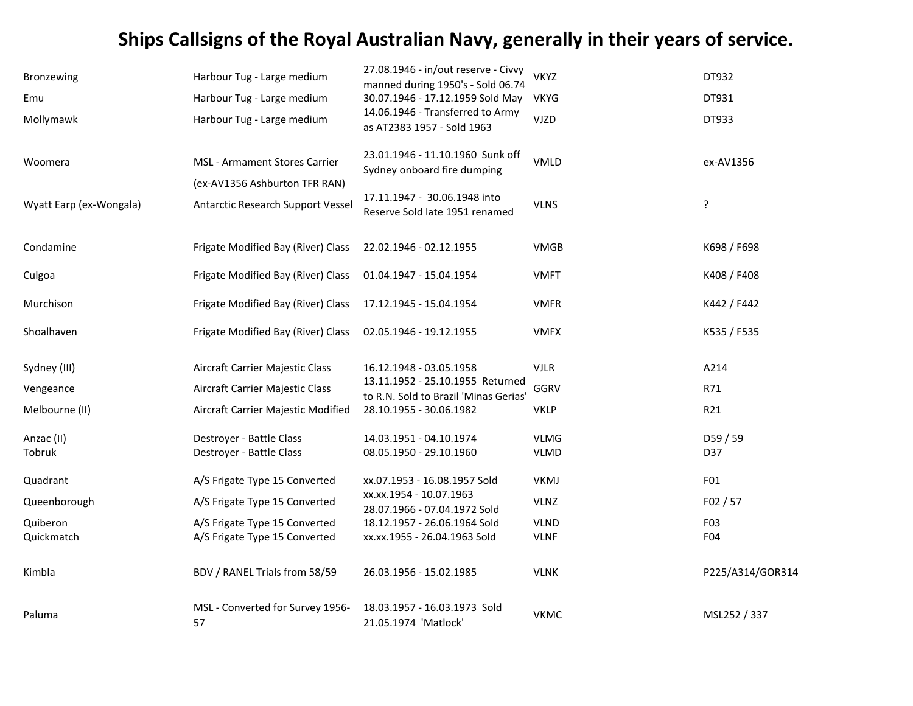# Ships Callsigns of the Royal Australian Navy, generally in their years of service.

| | | | | |
|---|---|---|---|---|
| Bronzewing | Harbour Tug - Large medium | 27.08.1946 - in/out reserve - Civvy manned during 1950's - Sold 06.74 | VKYZ | DT932 |
| Emu | Harbour Tug - Large medium | 30.07.1946 - 17.12.1959 Sold May | VKYG | DT931 |
| Mollymawk | Harbour Tug - Large medium | 14.06.1946 - Transferred to Army as AT2383 1957 - Sold 1963 | VJZD | DT933 |
| Woomera | MSL - Armament Stores Carrier (ex-AV1356 Ashburton TFR RAN) | 23.01.1946 - 11.10.1960 Sunk off Sydney onboard fire dumping | VMLD | ex-AV1356 |
| Wyatt Earp (ex-Wongala) | Antarctic Research Support Vessel | 17.11.1947 - 30.06.1948 into Reserve Sold late 1951 renamed | VLNS | ? |
| Condamine | Frigate Modified Bay (River) Class | 22.02.1946 - 02.12.1955 | VMGB | K698 / F698 |
| Culgoa | Frigate Modified Bay (River) Class | 01.04.1947 - 15.04.1954 | VMFT | K408 / F408 |
| Murchison | Frigate Modified Bay (River) Class | 17.12.1945 - 15.04.1954 | VMFR | K442 / F442 |
| Shoalhaven | Frigate Modified Bay (River) Class | 02.05.1946 - 19.12.1955 | VMFX | K535 / F535 |
| Sydney (III) | Aircraft Carrier Majestic Class | 16.12.1948 - 03.05.1958 | VJLR | A214 |
| Vengeance | Aircraft Carrier Majestic Class | 13.11.1952 - 25.10.1955 Returned to R.N. Sold to Brazil 'Minas Gerias' | GGRV | R71 |
| Melbourne (II) | Aircraft Carrier Majestic Modified | 28.10.1955 - 30.06.1982 | VKLP | R21 |
| Anzac (II) | Destroyer - Battle Class | 14.03.1951 - 04.10.1974 | VLMG | D59 / 59 |
| Tobruk | Destroyer - Battle Class | 08.05.1950 - 29.10.1960 | VLMD | D37 |
| Quadrant | A/S Frigate Type 15 Converted | xx.07.1953 - 16.08.1957 Sold | VKMJ | F01 |
| Queenborough | A/S Frigate Type 15 Converted | xx.xx.1954 - 10.07.1963 28.07.1966 - 07.04.1972 Sold | VLNZ | F02 / 57 |
| Quiberon | A/S Frigate Type 15 Converted | 18.12.1957 - 26.06.1964 Sold | VLND | F03 |
| Quickmatch | A/S Frigate Type 15 Converted | xx.xx.1955 - 26.04.1963 Sold | VLNF | F04 |
| Kimbla | BDV / RANEL Trials from 58/59 | 26.03.1956 - 15.02.1985 | VLNK | P225/A314/GOR314 |
| Paluma | MSL - Converted for Survey 1956-57 | 18.03.1957 - 16.03.1973 Sold 21.05.1974 'Matlock' | VKMC | MSL252 / 337 |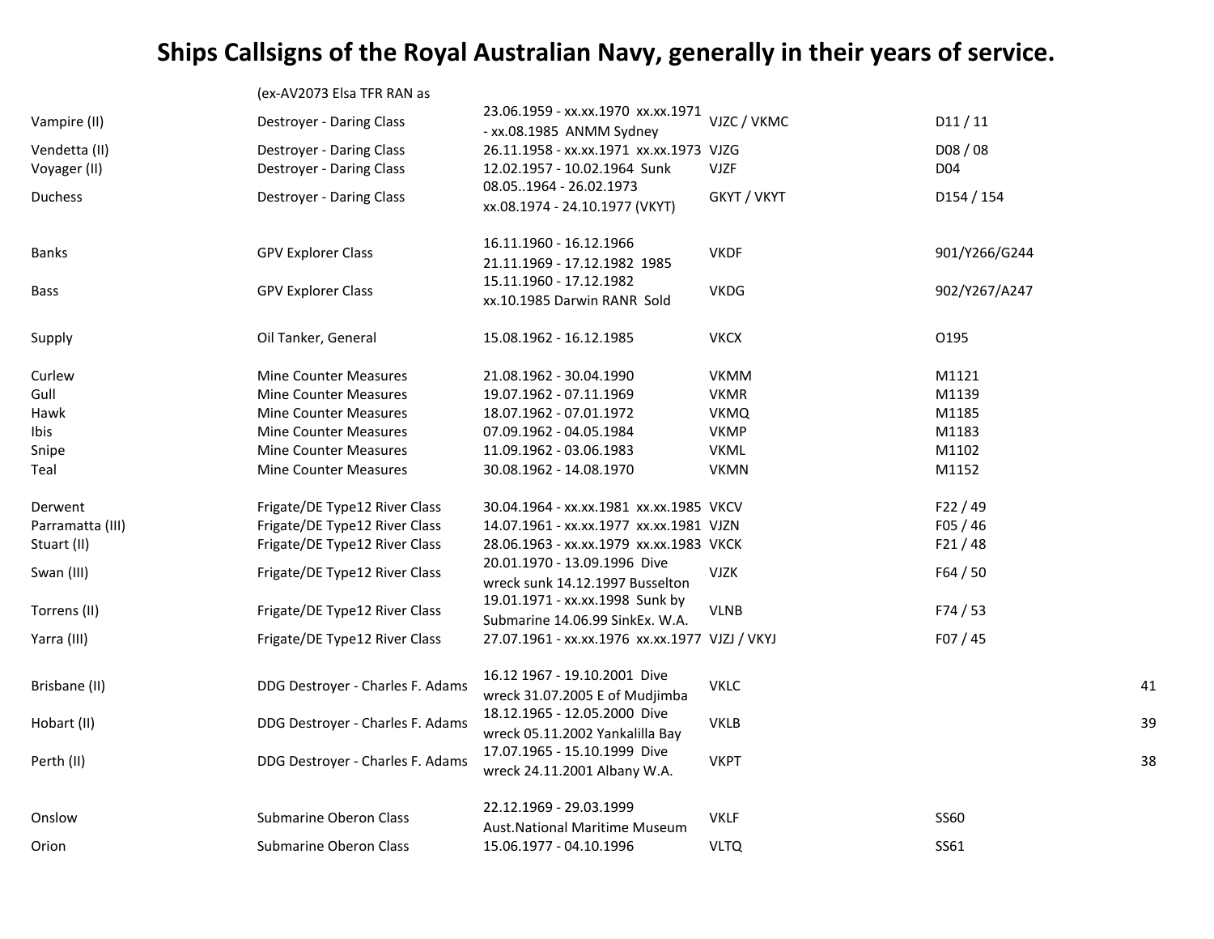# Ships Callsigns of the Royal Australian Navy, generally in their years of service.

| | | | | | |
|---|---|---|---|---|---|
| | (ex-AV2073 Elsa TFR RAN as | | | | |
| Vampire (II) | Destroyer - Daring Class | 23.06.1959 - xx.xx.1970 xx.xx.1971 - xx.08.1985 ANMM Sydney | VJZC / VKMC | D11 / 11 | |
| Vendetta (II) | Destroyer - Daring Class | 26.11.1958 - xx.xx.1971 xx.xx.1973 | VJZG | D08 / 08 | |
| Voyager (II) | Destroyer - Daring Class | 12.02.1957 - 10.02.1964 Sunk | VJZF | D04 | |
| Duchess | Destroyer - Daring Class | 08.05..1964 - 26.02.1973 xx.08.1974 - 24.10.1977 (VKYT) | GKYT / VKYT | D154 / 154 | |
| | | | | | |
| Banks | GPV Explorer Class | 16.11.1960 - 16.12.1966 21.11.1969 - 17.12.1982 1985 | VKDF | 901/Y266/G244 | |
| Bass | GPV Explorer Class | 15.11.1960 - 17.12.1982 xx.10.1985 Darwin RANR Sold | VKDG | 902/Y267/A247 | |
| | | | | | |
| Supply | Oil Tanker, General | 15.08.1962 - 16.12.1985 | VKCX | O195 | |
| | | | | | |
| Curlew | Mine Counter Measures | 21.08.1962 - 30.04.1990 | VKMM | M1121 | |
| Gull | Mine Counter Measures | 19.07.1962 - 07.11.1969 | VKMR | M1139 | |
| Hawk | Mine Counter Measures | 18.07.1962 - 07.01.1972 | VKMQ | M1185 | |
| Ibis | Mine Counter Measures | 07.09.1962 - 04.05.1984 | VKMP | M1183 | |
| Snipe | Mine Counter Measures | 11.09.1962 - 03.06.1983 | VKML | M1102 | |
| Teal | Mine Counter Measures | 30.08.1962 - 14.08.1970 | VKMN | M1152 | |
| | | | | | |
| Derwent | Frigate/DE Type12 River Class | 30.04.1964 - xx.xx.1981 xx.xx.1985 | VKCV | F22 / 49 | |
| Parramatta (III) | Frigate/DE Type12 River Class | 14.07.1961 - xx.xx.1977 xx.xx.1981 | VJZN | F05 / 46 | |
| Stuart (II) | Frigate/DE Type12 River Class | 28.06.1963 - xx.xx.1979 xx.xx.1983 | VKCK | F21 / 48 | |
| Swan (III) | Frigate/DE Type12 River Class | 20.01.1970 - 13.09.1996 Dive wreck sunk 14.12.1997 Busselton | VJZK | F64 / 50 | |
| Torrens (II) | Frigate/DE Type12 River Class | 19.01.1971 - xx.xx.1998 Sunk by Submarine 14.06.99 SinkEx. W.A. | VLNB | F74 / 53 | |
| Yarra (III) | Frigate/DE Type12 River Class | 27.07.1961 - xx.xx.1976 xx.xx.1977 | VJZJ / VKYJ | F07 / 45 | |
| | | | | | |
| Brisbane (II) | DDG Destroyer - Charles F. Adams | 16.12 1967 - 19.10.2001 Dive wreck 31.07.2005 E of Mudjimba | VKLC | | 41 |
| Hobart (II) | DDG Destroyer - Charles F. Adams | 18.12.1965 - 12.05.2000 Dive wreck 05.11.2002 Yankalilla Bay | VKLB | | 39 |
| Perth (II) | DDG Destroyer - Charles F. Adams | 17.07.1965 - 15.10.1999 Dive wreck 24.11.2001 Albany W.A. | VKPT | | 38 |
| | | | | | |
| Onslow | Submarine Oberon Class | 22.12.1969 - 29.03.1999 Aust.National Maritime Museum | VKLF | SS60 | |
| Orion | Submarine Oberon Class | 15.06.1977 - 04.10.1996 | VLTQ | SS61 | |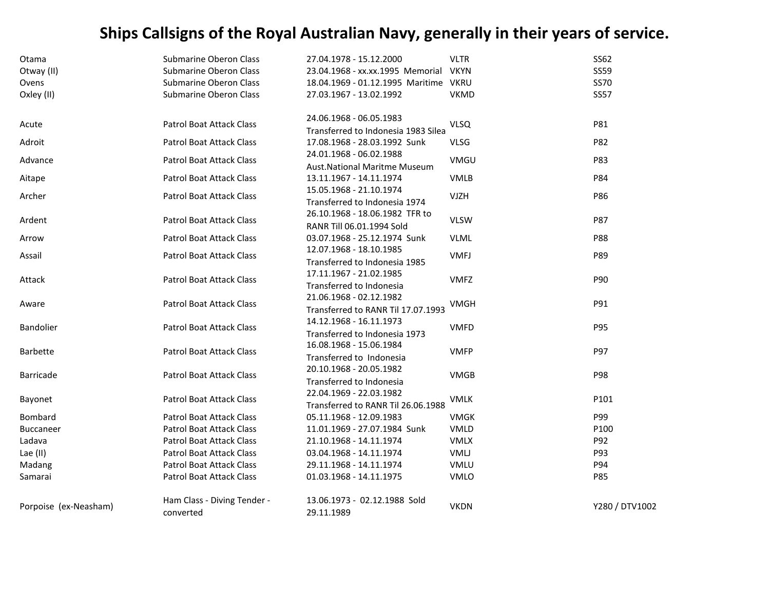# Ships Callsigns of the Royal Australian Navy, generally in their years of service.

| | | | | |
|---|---|---|---|---|
| Otama | Submarine Oberon Class | 27.04.1978 - 15.12.2000 | VLTR | SS62 |
| Otway (II) | Submarine Oberon Class | 23.04.1968 - xx.xx.1995 Memorial | VKYN | SS59 |
| Ovens | Submarine Oberon Class | 18.04.1969 - 01.12.1995 Maritime | VKRU | SS70 |
| Oxley (II) | Submarine Oberon Class | 27.03.1967 - 13.02.1992 | VKMD | SS57 |
| | | | | |
| Acute | Patrol Boat Attack Class | 24.06.1968 - 06.05.1983 Transferred to Indonesia 1983 Silea | VLSQ | P81 |
| Adroit | Patrol Boat Attack Class | 17.08.1968 - 28.03.1992 Sunk | VLSG | P82 |
| Advance | Patrol Boat Attack Class | 24.01.1968 - 06.02.1988 Aust.National Maritme Museum | VMGU | P83 |
| Aitape | Patrol Boat Attack Class | 13.11.1967 - 14.11.1974 | VMLB | P84 |
| Archer | Patrol Boat Attack Class | 15.05.1968 - 21.10.1974 Transferred to Indonesia 1974 | VJZH | P86 |
| Ardent | Patrol Boat Attack Class | 26.10.1968 - 18.06.1982 TFR to RANR Till 06.01.1994 Sold | VLSW | P87 |
| Arrow | Patrol Boat Attack Class | 03.07.1968 - 25.12.1974 Sunk | VLML | P88 |
| Assail | Patrol Boat Attack Class | 12.07.1968 - 18.10.1985 Transferred to Indonesia 1985 | VMFJ | P89 |
| Attack | Patrol Boat Attack Class | 17.11.1967 - 21.02.1985 Transferred to Indonesia | VMFZ | P90 |
| Aware | Patrol Boat Attack Class | 21.06.1968 - 02.12.1982 Transferred to RANR Til 17.07.1993 | VMGH | P91 |
| Bandolier | Patrol Boat Attack Class | 14.12.1968 - 16.11.1973 Transferred to Indonesia 1973 | VMFD | P95 |
| Barbette | Patrol Boat Attack Class | 16.08.1968 - 15.06.1984 Transferred to Indonesia | VMFP | P97 |
| Barricade | Patrol Boat Attack Class | 20.10.1968 - 20.05.1982 Transferred to Indonesia | VMGB | P98 |
| Bayonet | Patrol Boat Attack Class | 22.04.1969 - 22.03.1982 Transferred to RANR Til 26.06.1988 | VMLK | P101 |
| Bombard | Patrol Boat Attack Class | 05.11.1968 - 12.09.1983 | VMGK | P99 |
| Buccaneer | Patrol Boat Attack Class | 11.01.1969 - 27.07.1984 Sunk | VMLD | P100 |
| Ladava | Patrol Boat Attack Class | 21.10.1968 - 14.11.1974 | VMLX | P92 |
| Lae (II) | Patrol Boat Attack Class | 03.04.1968 - 14.11.1974 | VMLJ | P93 |
| Madang | Patrol Boat Attack Class | 29.11.1968 - 14.11.1974 | VMLU | P94 |
| Samarai | Patrol Boat Attack Class | 01.03.1968 - 14.11.1975 | VMLO | P85 |
| | | | | |
| Porpoise (ex-Neasham) | Ham Class - Diving Tender - converted | 13.06.1973 - 02.12.1988 Sold 29.11.1989 | VKDN | Y280 / DTV1002 |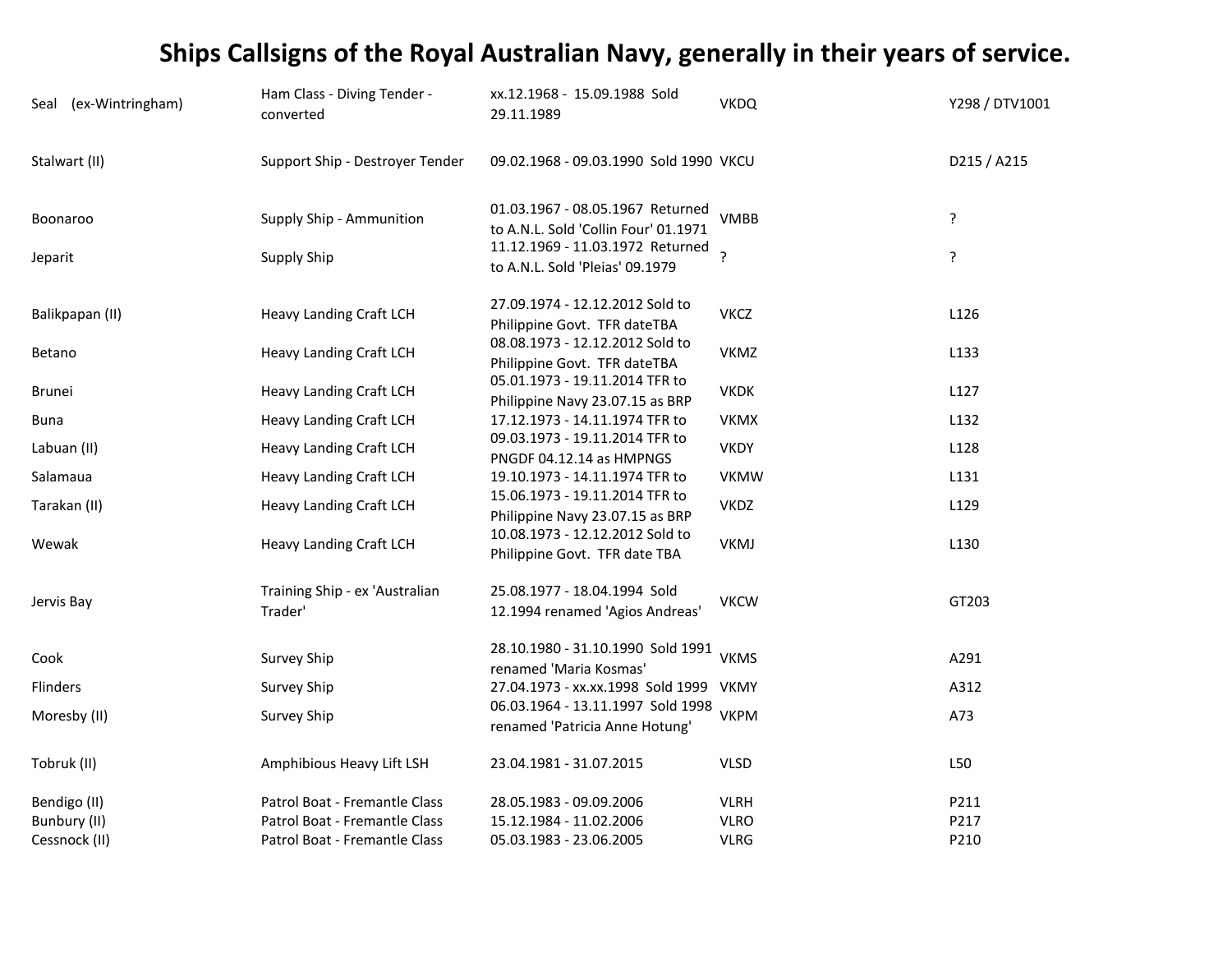# Ships Callsigns of the Royal Australian Navy, generally in their years of service.

| | | | | |
|---|---|---|---|---|
| Seal (ex-Wintringham) | Ham Class - Diving Tender - converted | xx.12.1968 - 15.09.1988 Sold 29.11.1989 | VKDQ | Y298 / DTV1001 |
| Stalwart (II) | Support Ship - Destroyer Tender | 09.02.1968 - 09.03.1990 Sold 1990 | VKCU | D215 / A215 |
| Boonaroo | Supply Ship - Ammunition | 01.03.1967 - 08.05.1967 Returned to A.N.L. Sold 'Collin Four' 01.1971 | VMBB | ? |
| Jeparit | Supply Ship | 11.12.1969 - 11.03.1972 Returned to A.N.L. Sold 'Pleias' 09.1979 | ? | ? |
| Balikpapan (II) | Heavy Landing Craft LCH | 27.09.1974 - 12.12.2012 Sold to Philippine Govt. TFR dateTBA | VKCZ | L126 |
| Betano | Heavy Landing Craft LCH | 08.08.1973 - 12.12.2012 Sold to Philippine Govt. TFR dateTBA | VKMZ | L133 |
| Brunei | Heavy Landing Craft LCH | 05.01.1973 - 19.11.2014 TFR to Philippine Navy 23.07.15 as BRP | VKDK | L127 |
| Buna | Heavy Landing Craft LCH | 17.12.1973 - 14.11.1974 TFR to | VKMX | L132 |
| Labuan (II) | Heavy Landing Craft LCH | 09.03.1973 - 19.11.2014 TFR to PNGDF 04.12.14 as HMPNGS | VKDY | L128 |
| Salamaua | Heavy Landing Craft LCH | 19.10.1973 - 14.11.1974 TFR to | VKMW | L131 |
| Tarakan (II) | Heavy Landing Craft LCH | 15.06.1973 - 19.11.2014 TFR to Philippine Navy 23.07.15 as BRP | VKDZ | L129 |
| Wewak | Heavy Landing Craft LCH | 10.08.1973 - 12.12.2012 Sold to Philippine Govt. TFR date TBA | VKMJ | L130 |
| Jervis Bay | Training Ship - ex 'Australian Trader' | 25.08.1977 - 18.04.1994 Sold 12.1994 renamed 'Agios Andreas' | VKCW | GT203 |
| Cook | Survey Ship | 28.10.1980 - 31.10.1990 Sold 1991 renamed 'Maria Kosmas' | VKMS | A291 |
| Flinders | Survey Ship | 27.04.1973 - xx.xx.1998 Sold 1999 | VKMY | A312 |
| Moresby (II) | Survey Ship | 06.03.1964 - 13.11.1997 Sold 1998 renamed 'Patricia Anne Hotung' | VKPM | A73 |
| Tobruk (II) | Amphibious Heavy Lift LSH | 23.04.1981 - 31.07.2015 | VLSD | L50 |
| Bendigo (II) | Patrol Boat - Fremantle Class | 28.05.1983 - 09.09.2006 | VLRH | P211 |
| Bunbury (II) | Patrol Boat - Fremantle Class | 15.12.1984 - 11.02.2006 | VLRO | P217 |
| Cessnock (II) | Patrol Boat - Fremantle Class | 05.03.1983 - 23.06.2005 | VLRG | P210 |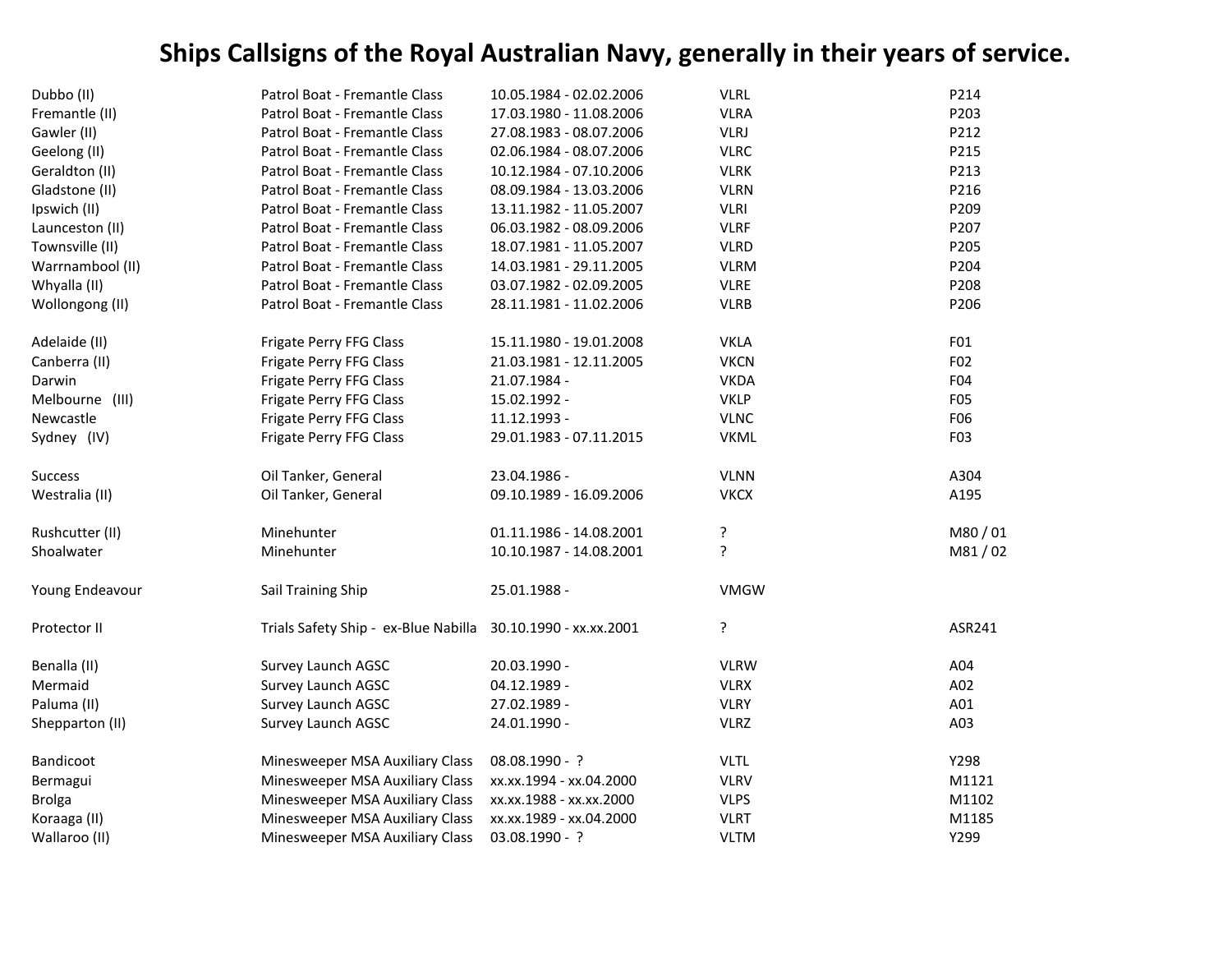# Ships Callsigns of the Royal Australian Navy, generally in their years of service.

| | | | | |
|---|---|---|---|---|
| Dubbo (II) | Patrol Boat - Fremantle Class | 10.05.1984 - 02.02.2006 | VLRL | P214 |
| Fremantle (II) | Patrol Boat - Fremantle Class | 17.03.1980 - 11.08.2006 | VLRA | P203 |
| Gawler (II) | Patrol Boat - Fremantle Class | 27.08.1983 - 08.07.2006 | VLRJ | P212 |
| Geelong (II) | Patrol Boat - Fremantle Class | 02.06.1984 - 08.07.2006 | VLRC | P215 |
| Geraldton (II) | Patrol Boat - Fremantle Class | 10.12.1984 - 07.10.2006 | VLRK | P213 |
| Gladstone (II) | Patrol Boat - Fremantle Class | 08.09.1984 - 13.03.2006 | VLRN | P216 |
| Ipswich (II) | Patrol Boat - Fremantle Class | 13.11.1982 - 11.05.2007 | VLRI | P209 |
| Launceston (II) | Patrol Boat - Fremantle Class | 06.03.1982 - 08.09.2006 | VLRF | P207 |
| Townsville (II) | Patrol Boat - Fremantle Class | 18.07.1981 - 11.05.2007 | VLRD | P205 |
| Warrnambool (II) | Patrol Boat - Fremantle Class | 14.03.1981 - 29.11.2005 | VLRM | P204 |
| Whyalla (II) | Patrol Boat - Fremantle Class | 03.07.1982 - 02.09.2005 | VLRE | P208 |
| Wollongong (II) | Patrol Boat - Fremantle Class | 28.11.1981 - 11.02.2006 | VLRB | P206 |
| | | | | |
| Adelaide (II) | Frigate Perry FFG Class | 15.11.1980 - 19.01.2008 | VKLA | F01 |
| Canberra (II) | Frigate Perry FFG Class | 21.03.1981 - 12.11.2005 | VKCN | F02 |
| Darwin | Frigate Perry FFG Class | 21.07.1984 - | VKDA | F04 |
| Melbourne (III) | Frigate Perry FFG Class | 15.02.1992 - | VKLP | F05 |
| Newcastle | Frigate Perry FFG Class | 11.12.1993 - | VLNC | F06 |
| Sydney (IV) | Frigate Perry FFG Class | 29.01.1983 - 07.11.2015 | VKML | F03 |
| | | | | |
| Success | Oil Tanker, General | 23.04.1986 - | VLNN | A304 |
| Westralia (II) | Oil Tanker, General | 09.10.1989 - 16.09.2006 | VKCX | A195 |
| | | | | |
| Rushcutter (II) | Minehunter | 01.11.1986 - 14.08.2001 | ? | M80 / 01 |
| Shoalwater | Minehunter | 10.10.1987 - 14.08.2001 | ? | M81 / 02 |
| | | | | |
| Young Endeavour | Sail Training Ship | 25.01.1988 - | VMGW | |
| | | | | |
| Protector II | Trials Safety Ship - ex-Blue Nabilla | 30.10.1990 - xx.xx.2001 | ? | ASR241 |
| | | | | |
| Benalla (II) | Survey Launch AGSC | 20.03.1990 - | VLRW | A04 |
| Mermaid | Survey Launch AGSC | 04.12.1989 - | VLRX | A02 |
| Paluma (II) | Survey Launch AGSC | 27.02.1989 - | VLRY | A01 |
| Shepparton (II) | Survey Launch AGSC | 24.01.1990 - | VLRZ | A03 |
| | | | | |
| Bandicoot | Minesweeper MSA Auxiliary Class | 08.08.1990 - ? | VLTL | Y298 |
| Bermagui | Minesweeper MSA Auxiliary Class | xx.xx.1994 - xx.04.2000 | VLRV | M1121 |
| Brolga | Minesweeper MSA Auxiliary Class | xx.xx.1988 - xx.xx.2000 | VLPS | M1102 |
| Koraaga (II) | Minesweeper MSA Auxiliary Class | xx.xx.1989 - xx.04.2000 | VLRT | M1185 |
| Wallaroo (II) | Minesweeper MSA Auxiliary Class | 03.08.1990 - ? | VLTM | Y299 |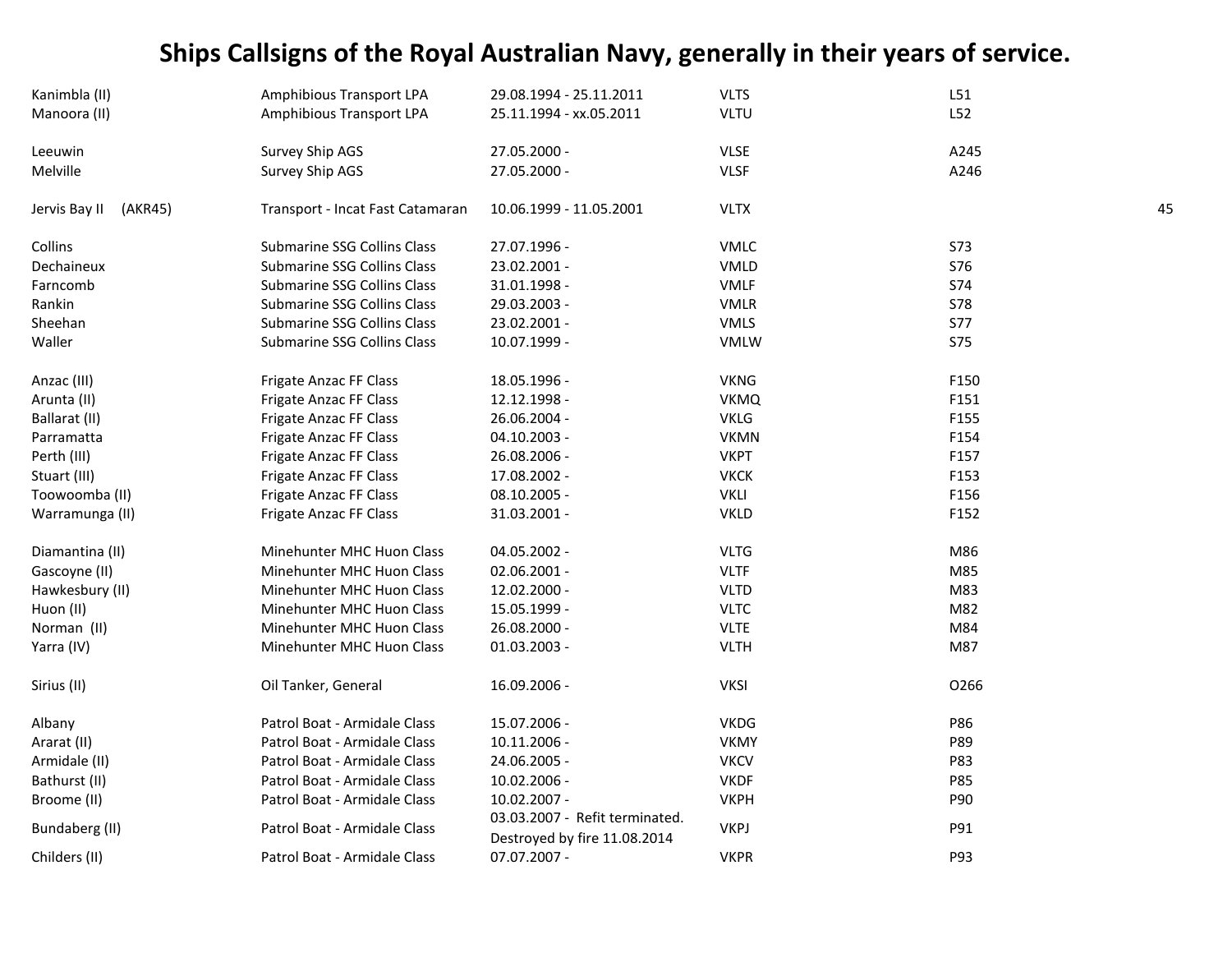# Ships Callsigns of the Royal Australian Navy, generally in their years of service.

| | | | | | |
|---|---|---|---|---|---|
| Kanimbla (II) | Amphibious Transport LPA | 29.08.1994 - 25.11.2011 | VLTS | L51 | |
| Manoora (II) | Amphibious Transport LPA | 25.11.1994 - xx.05.2011 | VLTU | L52 | |
| | | | | | |
| Leeuwin | Survey Ship AGS | 27.05.2000 - | VLSE | A245 | |
| Melville | Survey Ship AGS | 27.05.2000 - | VLSF | A246 | |
| | | | | | |
| Jervis Bay II (AKR45) | Transport - Incat Fast Catamaran | 10.06.1999 - 11.05.2001 | VLTX | | 45 |
| | | | | | |
| Collins | Submarine SSG Collins Class | 27.07.1996 - | VMLC | S73 | |
| Dechaineux | Submarine SSG Collins Class | 23.02.2001 - | VMLD | S76 | |
| Farncomb | Submarine SSG Collins Class | 31.01.1998 - | VMLF | S74 | |
| Rankin | Submarine SSG Collins Class | 29.03.2003 - | VMLR | S78 | |
| Sheehan | Submarine SSG Collins Class | 23.02.2001 - | VMLS | S77 | |
| Waller | Submarine SSG Collins Class | 10.07.1999 - | VMLW | S75 | |
| | | | | | |
| Anzac (III) | Frigate Anzac FF Class | 18.05.1996 - | VKNG | F150 | |
| Arunta (II) | Frigate Anzac FF Class | 12.12.1998 - | VKMQ | F151 | |
| Ballarat (II) | Frigate Anzac FF Class | 26.06.2004 - | VKLG | F155 | |
| Parramatta | Frigate Anzac FF Class | 04.10.2003 - | VKMN | F154 | |
| Perth (III) | Frigate Anzac FF Class | 26.08.2006 - | VKPT | F157 | |
| Stuart (III) | Frigate Anzac FF Class | 17.08.2002 - | VKCK | F153 | |
| Toowoomba (II) | Frigate Anzac FF Class | 08.10.2005 - | VKLI | F156 | |
| Warramunga (II) | Frigate Anzac FF Class | 31.03.2001 - | VKLD | F152 | |
| | | | | | |
| Diamantina (II) | Minehunter MHC Huon Class | 04.05.2002 - | VLTG | M86 | |
| Gascoyne (II) | Minehunter MHC Huon Class | 02.06.2001 - | VLTF | M85 | |
| Hawkesbury (II) | Minehunter MHC Huon Class | 12.02.2000 - | VLTD | M83 | |
| Huon (II) | Minehunter MHC Huon Class | 15.05.1999 - | VLTC | M82 | |
| Norman (II) | Minehunter MHC Huon Class | 26.08.2000 - | VLTE | M84 | |
| Yarra (IV) | Minehunter MHC Huon Class | 01.03.2003 - | VLTH | M87 | |
| | | | | | |
| Sirius (II) | Oil Tanker, General | 16.09.2006 - | VKSI | O266 | |
| | | | | | |
| Albany | Patrol Boat - Armidale Class | 15.07.2006 - | VKDG | P86 | |
| Ararat (II) | Patrol Boat - Armidale Class | 10.11.2006 - | VKMY | P89 | |
| Armidale (II) | Patrol Boat - Armidale Class | 24.06.2005 - | VKCV | P83 | |
| Bathurst (II) | Patrol Boat - Armidale Class | 10.02.2006 - | VKDF | P85 | |
| Broome (II) | Patrol Boat - Armidale Class | 10.02.2007 - | VKPH | P90 | |
| Bundaberg (II) | Patrol Boat - Armidale Class | 03.03.2007 - Refit terminated. Destroyed by fire 11.08.2014 | VKPJ | P91 | |
| Childers (II) | Patrol Boat - Armidale Class | 07.07.2007 - | VKPR | P93 | |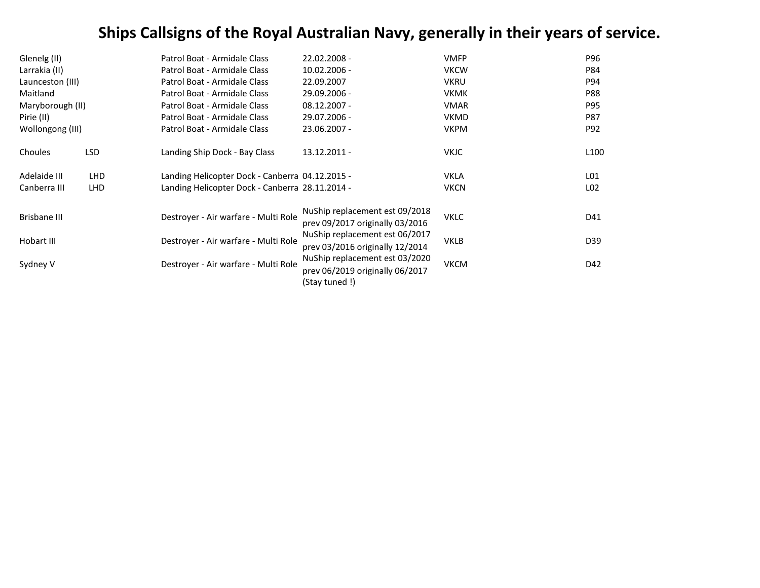# Ships Callsigns of the Royal Australian Navy, generally in their years of service.

| | | | | | |
|---|---|---|---|---|---|
| Glenelg (II) | | Patrol Boat - Armidale Class | 22.02.2008 - | VMFP | P96 |
| Larrakia (II) | | Patrol Boat - Armidale Class | 10.02.2006 - | VKCW | P84 |
| Launceston (III) | | Patrol Boat - Armidale Class | 22.09.2007 | VKRU | P94 |
| Maitland | | Patrol Boat - Armidale Class | 29.09.2006 - | VKMK | P88 |
| Maryborough (II) | | Patrol Boat - Armidale Class | 08.12.2007 - | VMAR | P95 |
| Pirie (II) | | Patrol Boat - Armidale Class | 29.07.2006 - | VKMD | P87 |
| Wollongong (III) | | Patrol Boat - Armidale Class | 23.06.2007 - | VKPM | P92 |
| Choules | LSD | Landing Ship Dock - Bay Class | 13.12.2011 - | VKJC | L100 |
| Adelaide III | LHD | Landing Helicopter Dock - Canberra | 04.12.2015 - | VKLA | L01 |
| Canberra III | LHD | Landing Helicopter Dock - Canberra | 28.11.2014 - | VKCN | L02 |
| Brisbane III | | Destroyer - Air warfare - Multi Role | NuShip replacement est 09/2018 prev 09/2017 originally 03/2016 | VKLC | D41 |
| Hobart III | | Destroyer - Air warfare - Multi Role | NuShip replacement est 06/2017 prev 03/2016 originally 12/2014 | VKLB | D39 |
| Sydney V | | Destroyer - Air warfare - Multi Role | NuShip replacement est 03/2020 prev 06/2019 originally 06/2017 (Stay tuned !) | VKCM | D42 |